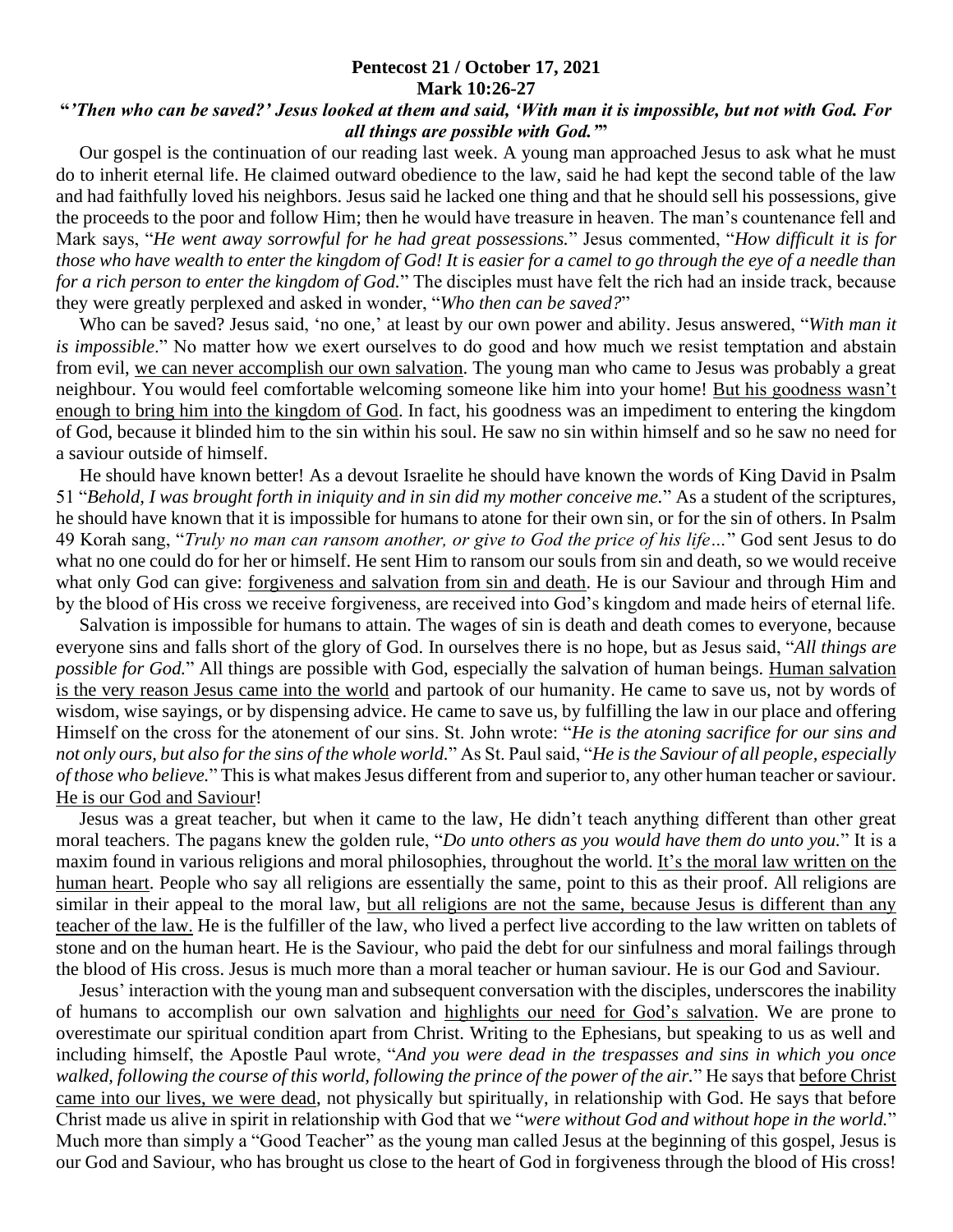**Pentecost 21 / October 17, 2021**
**Mark 10:26-27**

**"*'Then who can be saved?' Jesus looked at them and said, 'With man it is impossible, but not with God. For all things are possible with God.'*"**

Our gospel is the continuation of our reading last week. A young man approached Jesus to ask what he must do to inherit eternal life. He claimed outward obedience to the law, said he had kept the second table of the law and had faithfully loved his neighbors. Jesus said he lacked one thing and that he should sell his possessions, give the proceeds to the poor and follow Him; then he would have treasure in heaven. The man's countenance fell and Mark says, "*He went away sorrowful for he had great possessions.*" Jesus commented, "*How difficult it is for those who have wealth to enter the kingdom of God! It is easier for a camel to go through the eye of a needle than for a rich person to enter the kingdom of God.*" The disciples must have felt the rich had an inside track, because they were greatly perplexed and asked in wonder, "*Who then can be saved?*"

Who can be saved? Jesus said, 'no one,' at least by our own power and ability. Jesus answered, "*With man it is impossible*." No matter how we exert ourselves to do good and how much we resist temptation and abstain from evil, <u>we can never accomplish our own salvation</u>. The young man who came to Jesus was probably a great neighbour. You would feel comfortable welcoming someone like him into your home! <u>But his goodness wasn't enough to bring him into the kingdom of God</u>. In fact, his goodness was an impediment to entering the kingdom of God, because it blinded him to the sin within his soul. He saw no sin within himself and so he saw no need for a saviour outside of himself.

He should have known better! As a devout Israelite he should have known the words of King David in Psalm 51 "*Behold, I was brought forth in iniquity and in sin did my mother conceive me.*" As a student of the scriptures, he should have known that it is impossible for humans to atone for their own sin, or for the sin of others. In Psalm 49 Korah sang, "*Truly no man can ransom another, or give to God the price of his life…*" God sent Jesus to do what no one could do for her or himself. He sent Him to ransom our souls from sin and death, so we would receive what only God can give: <u>forgiveness and salvation from sin and death</u>. He is our Saviour and through Him and by the blood of His cross we receive forgiveness, are received into God's kingdom and made heirs of eternal life.

Salvation is impossible for humans to attain. The wages of sin is death and death comes to everyone, because everyone sins and falls short of the glory of God. In ourselves there is no hope, but as Jesus said, "*All things are possible for God.*" All things are possible with God, especially the salvation of human beings. <u>Human salvation is the very reason Jesus came into the world</u> and partook of our humanity. He came to save us, not by words of wisdom, wise sayings, or by dispensing advice. He came to save us, by fulfilling the law in our place and offering Himself on the cross for the atonement of our sins. St. John wrote: "*He is the atoning sacrifice for our sins and not only ours, but also for the sins of the whole world.*" As St. Paul said, "*He is the Saviour of all people, especially of those who believe.*" This is what makes Jesus different from and superior to, any other human teacher or saviour. <u>He is our God and Saviour</u>!

Jesus was a great teacher, but when it came to the law, He didn't teach anything different than other great moral teachers. The pagans knew the golden rule, "*Do unto others as you would have them do unto you.*" It is a maxim found in various religions and moral philosophies, throughout the world. <u>It's the moral law written on the human heart</u>. People who say all religions are essentially the same, point to this as their proof. All religions are similar in their appeal to the moral law, <u>but all religions are not the same, because Jesus is different than any teacher of the law.</u> He is the fulfiller of the law, who lived a perfect live according to the law written on tablets of stone and on the human heart. He is the Saviour, who paid the debt for our sinfulness and moral failings through the blood of His cross. Jesus is much more than a moral teacher or human saviour. He is our God and Saviour.

Jesus' interaction with the young man and subsequent conversation with the disciples, underscores the inability of humans to accomplish our own salvation and <u>highlights our need for God's salvation</u>. We are prone to overestimate our spiritual condition apart from Christ. Writing to the Ephesians, but speaking to us as well and including himself, the Apostle Paul wrote, "*And you were dead in the trespasses and sins in which you once walked, following the course of this world, following the prince of the power of the air.*" He says that <u>before Christ came into our lives, we were dead</u>, not physically but spiritually, in relationship with God. He says that before Christ made us alive in spirit in relationship with God that we "*were without God and without hope in the world.*" Much more than simply a "Good Teacher" as the young man called Jesus at the beginning of this gospel, Jesus is our God and Saviour, who has brought us close to the heart of God in forgiveness through the blood of His cross!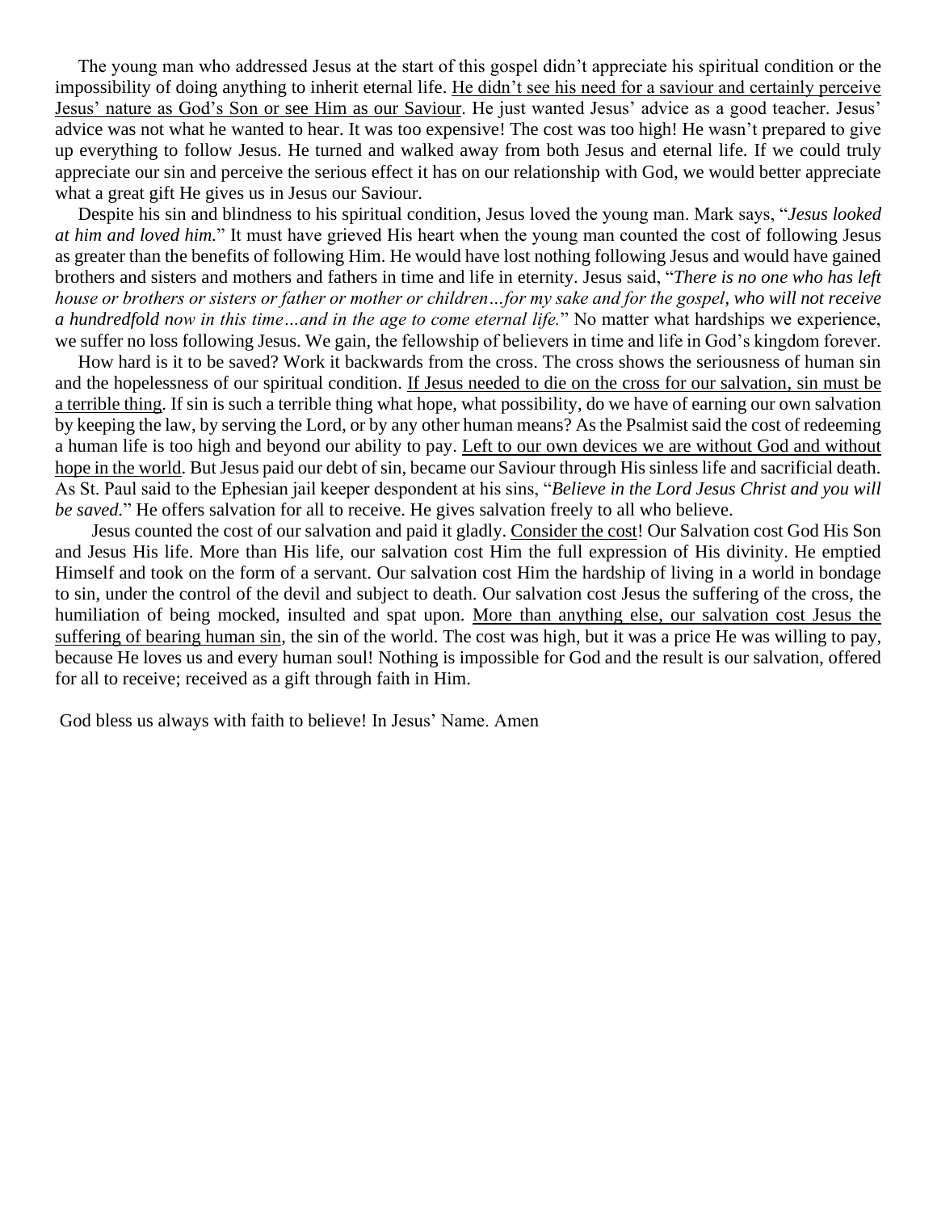The young man who addressed Jesus at the start of this gospel didn't appreciate his spiritual condition or the impossibility of doing anything to inherit eternal life. <u>He didn't see his need for a saviour and certainly perceive Jesus' nature as God's Son or see Him as our Saviour</u>. He just wanted Jesus' advice as a good teacher. Jesus' advice was not what he wanted to hear. It was too expensive! The cost was too high! He wasn't prepared to give up everything to follow Jesus. He turned and walked away from both Jesus and eternal life. If we could truly appreciate our sin and perceive the serious effect it has on our relationship with God, we would better appreciate what a great gift He gives us in Jesus our Saviour.

Despite his sin and blindness to his spiritual condition, Jesus loved the young man. Mark says, "*Jesus looked at him and loved him.*" It must have grieved His heart when the young man counted the cost of following Jesus as greater than the benefits of following Him. He would have lost nothing following Jesus and would have gained brothers and sisters and mothers and fathers in time and life in eternity. Jesus said, "*There is no one who has left house or brothers or sisters or father or mother or children…for my sake and for the gospel, who will not receive a hundredfold now in this time…and in the age to come eternal life.*" No matter what hardships we experience, we suffer no loss following Jesus. We gain, the fellowship of believers in time and life in God's kingdom forever.

How hard is it to be saved? Work it backwards from the cross. The cross shows the seriousness of human sin and the hopelessness of our spiritual condition. <u>If Jesus needed to die on the cross for our salvation, sin must be a terrible thing</u>. If sin is such a terrible thing what hope, what possibility, do we have of earning our own salvation by keeping the law, by serving the Lord, or by any other human means? As the Psalmist said the cost of redeeming a human life is too high and beyond our ability to pay. <u>Left to our own devices we are without God and without hope in the world</u>. But Jesus paid our debt of sin, became our Saviour through His sinless life and sacrificial death. As St. Paul said to the Ephesian jail keeper despondent at his sins, "*Believe in the Lord Jesus Christ and you will be saved.*" He offers salvation for all to receive. He gives salvation freely to all who believe.

Jesus counted the cost of our salvation and paid it gladly. <u>Consider the cost</u>! Our Salvation cost God His Son and Jesus His life. More than His life, our salvation cost Him the full expression of His divinity. He emptied Himself and took on the form of a servant. Our salvation cost Him the hardship of living in a world in bondage to sin, under the control of the devil and subject to death. Our salvation cost Jesus the suffering of the cross, the humiliation of being mocked, insulted and spat upon. <u>More than anything else, our salvation cost Jesus the suffering of bearing human sin</u>, the sin of the world. The cost was high, but it was a price He was willing to pay, because He loves us and every human soul! Nothing is impossible for God and the result is our salvation, offered for all to receive; received as a gift through faith in Him.

God bless us always with faith to believe! In Jesus' Name. Amen